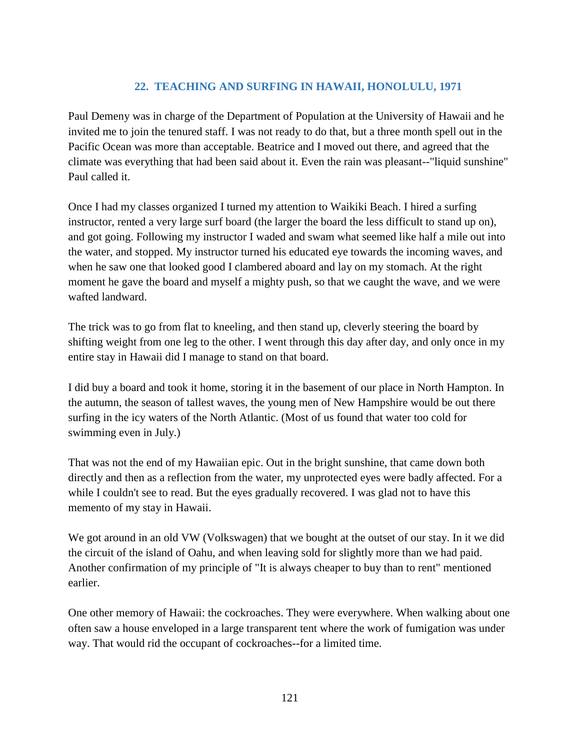## 22. TEACHING AND SURFING IN HAWAII, HONOLULU, 1971

Paul Demeny was in charge of the Department of Population at the University of Hawaii and he invited me to join the tenured staff. I was not ready to do that, but a three month spell out in the Pacific Ocean was more than acceptable. Beatrice and I moved out there, and agreed that the climate was everything that had been said about it. Even the rain was pleasant--"liquid sunshine" Paul called it.

Once I had my classes organized I turned my attention to Waikiki Beach. I hired a surfing instructor, rented a very large surf board (the larger the board the less difficult to stand up on), and got going. Following my instructor I waded and swam what seemed like half a mile out into the water, and stopped. My instructor turned his educated eye towards the incoming waves, and when he saw one that looked good I clambered aboard and lay on my stomach. At the right moment he gave the board and myself a mighty push, so that we caught the wave, and we were wafted landward.

The trick was to go from flat to kneeling, and then stand up, cleverly steering the board by shifting weight from one leg to the other. I went through this day after day, and only once in my entire stay in Hawaii did I manage to stand on that board.

I did buy a board and took it home, storing it in the basement of our place in North Hampton. In the autumn, the season of tallest waves, the young men of New Hampshire would be out there surfing in the icy waters of the North Atlantic. (Most of us found that water too cold for swimming even in July.)

That was not the end of my Hawaiian epic. Out in the bright sunshine, that came down both directly and then as a reflection from the water, my unprotected eyes were badly affected. For a while I couldn't see to read. But the eyes gradually recovered. I was glad not to have this memento of my stay in Hawaii.

We got around in an old VW (Volkswagen) that we bought at the outset of our stay. In it we did the circuit of the island of Oahu, and when leaving sold for slightly more than we had paid. Another confirmation of my principle of "It is always cheaper to buy than to rent" mentioned earlier.

One other memory of Hawaii: the cockroaches. They were everywhere. When walking about one often saw a house enveloped in a large transparent tent where the work of fumigation was under way. That would rid the occupant of cockroaches--for a limited time.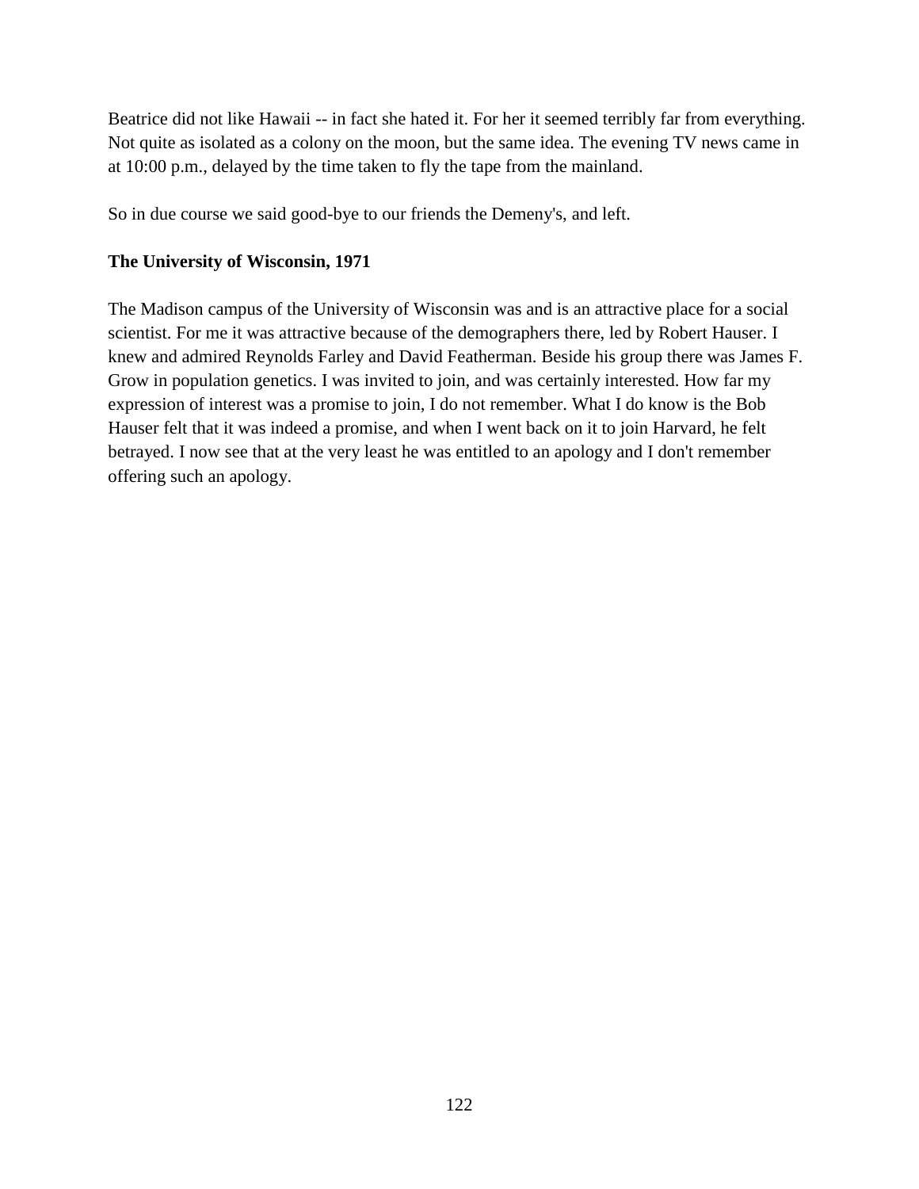Beatrice did not like Hawaii -- in fact she hated it. For her it seemed terribly far from everything. Not quite as isolated as a colony on the moon, but the same idea. The evening TV news came in at 10:00 p.m., delayed by the time taken to fly the tape from the mainland.

So in due course we said good-bye to our friends the Demeny's, and left.

**The University of Wisconsin, 1971**

The Madison campus of the University of Wisconsin was and is an attractive place for a social scientist. For me it was attractive because of the demographers there, led by Robert Hauser. I knew and admired Reynolds Farley and David Featherman. Beside his group there was James F. Grow in population genetics. I was invited to join, and was certainly interested. How far my expression of interest was a promise to join, I do not remember. What I do know is the Bob Hauser felt that it was indeed a promise, and when I went back on it to join Harvard, he felt betrayed. I now see that at the very least he was entitled to an apology and I don't remember offering such an apology.